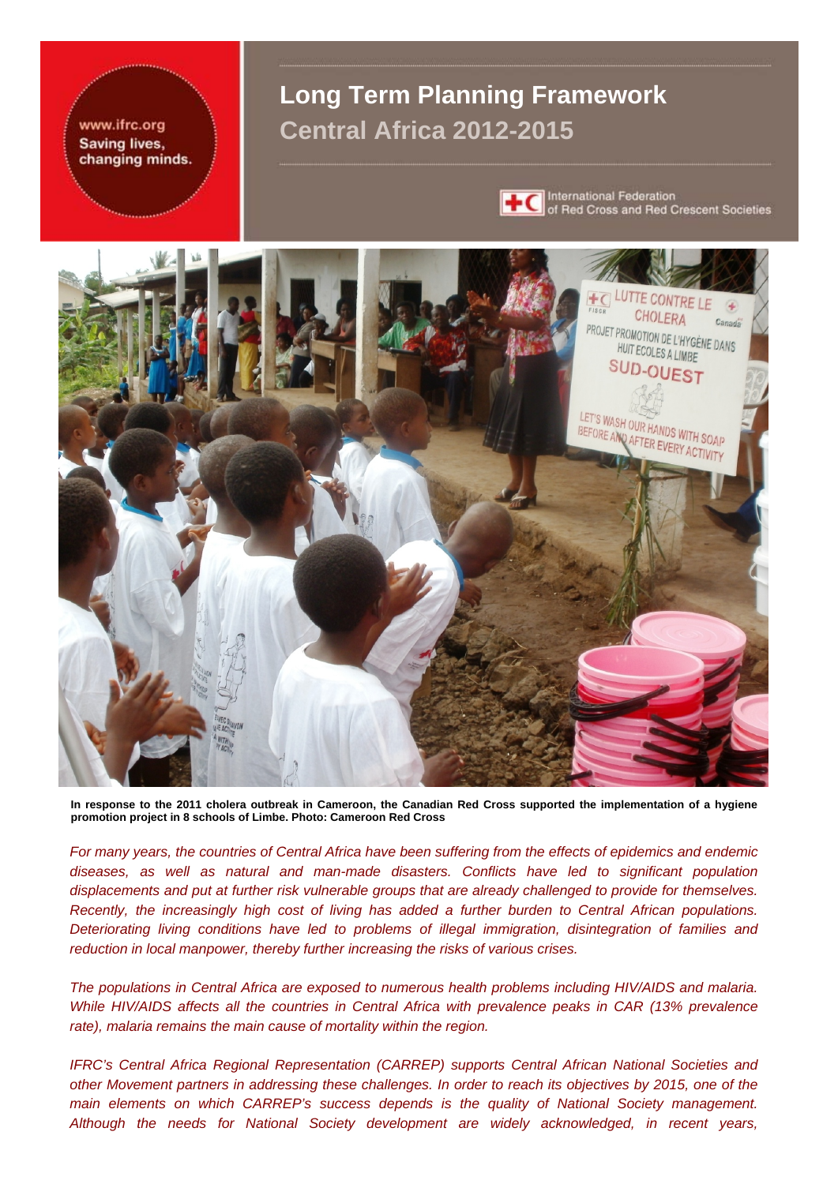www.ifrc.org
Saving lives, changing minds.

# Long Term Planning Framework
## Central Africa 2012-2015

International Federation of Red Cross and Red Crescent Societies

**In response to the 2011 cholera outbreak in Cameroon, the Canadian Red Cross supported the implementation of a hygiene promotion project in 8 schools of Limbe. Photo: Cameroon Red Cross**

*For many years, the countries of Central Africa have been suffering from the effects of epidemics and endemic diseases, as well as natural and man-made disasters. Conflicts have led to significant population displacements and put at further risk vulnerable groups that are already challenged to provide for themselves. Recently, the increasingly high cost of living has added a further burden to Central African populations. Deteriorating living conditions have led to problems of illegal immigration, disintegration of families and reduction in local manpower, thereby further increasing the risks of various crises.*

*The populations in Central Africa are exposed to numerous health problems including HIV/AIDS and malaria. While HIV/AIDS affects all the countries in Central Africa with prevalence peaks in CAR (13% prevalence rate), malaria remains the main cause of mortality within the region.*

*IFRC's Central Africa Regional Representation (CARREP) supports Central African National Societies and other Movement partners in addressing these challenges. In order to reach its objectives by 2015, one of the main elements on which CARREP's success depends is the quality of National Society management. Although the needs for National Society development are widely acknowledged, in recent years,*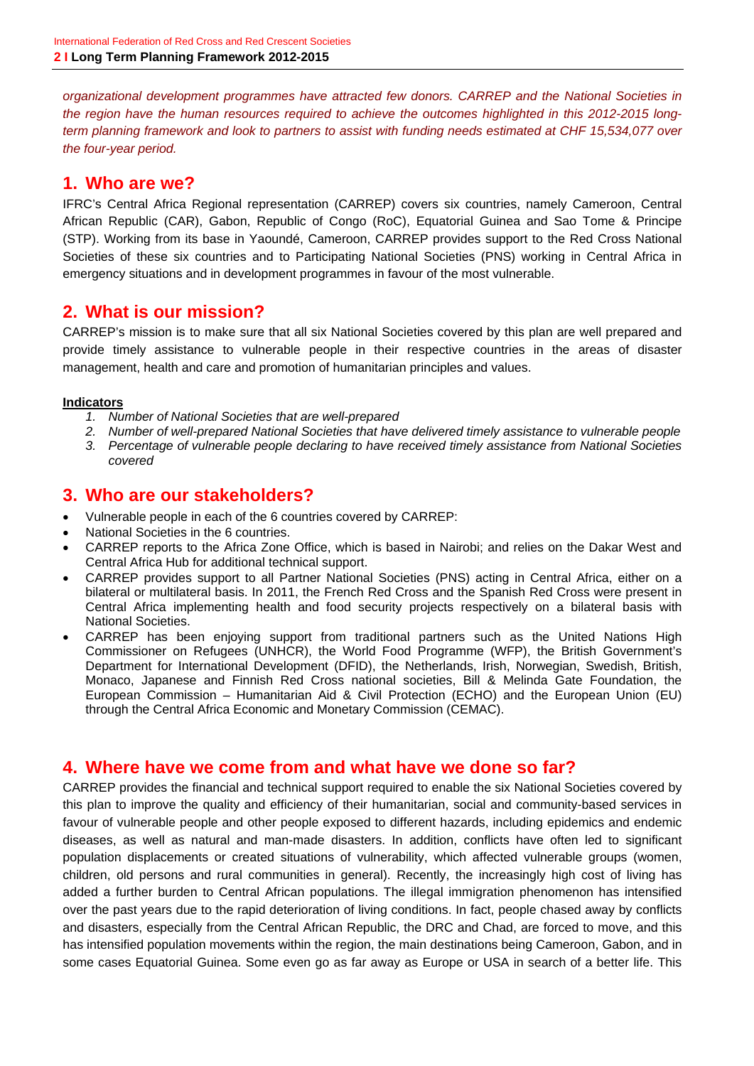*organizational development programmes have attracted few donors. CARREP and the National Societies in the region have the human resources required to achieve the outcomes highlighted in this 2012-2015 long-term planning framework and look to partners to assist with funding needs estimated at CHF 15,534,077 over the four-year period.*

## 1. Who are we?

IFRC's Central Africa Regional representation (CARREP) covers six countries, namely Cameroon, Central African Republic (CAR), Gabon, Republic of Congo (RoC), Equatorial Guinea and Sao Tome & Principe (STP). Working from its base in Yaoundé, Cameroon, CARREP provides support to the Red Cross National Societies of these six countries and to Participating National Societies (PNS) working in Central Africa in emergency situations and in development programmes in favour of the most vulnerable.

## 2. What is our mission?

CARREP's mission is to make sure that all six National Societies covered by this plan are well prepared and provide timely assistance to vulnerable people in their respective countries in the areas of disaster management, health and care and promotion of humanitarian principles and values.

**Indicators**

1. *Number of National Societies that are well-prepared*
2. *Number of well-prepared National Societies that have delivered timely assistance to vulnerable people*
3. *Percentage of vulnerable people declaring to have received timely assistance from National Societies covered*

## 3. Who are our stakeholders?

- Vulnerable people in each of the 6 countries covered by CARREP:
- National Societies in the 6 countries.
- CARREP reports to the Africa Zone Office, which is based in Nairobi; and relies on the Dakar West and Central Africa Hub for additional technical support.
- CARREP provides support to all Partner National Societies (PNS) acting in Central Africa, either on a bilateral or multilateral basis. In 2011, the French Red Cross and the Spanish Red Cross were present in Central Africa implementing health and food security projects respectively on a bilateral basis with National Societies.
- CARREP has been enjoying support from traditional partners such as the United Nations High Commissioner on Refugees (UNHCR), the World Food Programme (WFP), the British Government's Department for International Development (DFID), the Netherlands, Irish, Norwegian, Swedish, British, Monaco, Japanese and Finnish Red Cross national societies, Bill & Melinda Gate Foundation, the European Commission – Humanitarian Aid & Civil Protection (ECHO) and the European Union (EU) through the Central Africa Economic and Monetary Commission (CEMAC).

## 4. Where have we come from and what have we done so far?

CARREP provides the financial and technical support required to enable the six National Societies covered by this plan to improve the quality and efficiency of their humanitarian, social and community-based services in favour of vulnerable people and other people exposed to different hazards, including epidemics and endemic diseases, as well as natural and man-made disasters. In addition, conflicts have often led to significant population displacements or created situations of vulnerability, which affected vulnerable groups (women, children, old persons and rural communities in general). Recently, the increasingly high cost of living has added a further burden to Central African populations. The illegal immigration phenomenon has intensified over the past years due to the rapid deterioration of living conditions. In fact, people chased away by conflicts and disasters, especially from the Central African Republic, the DRC and Chad, are forced to move, and this has intensified population movements within the region, the main destinations being Cameroon, Gabon, and in some cases Equatorial Guinea. Some even go as far away as Europe or USA in search of a better life. This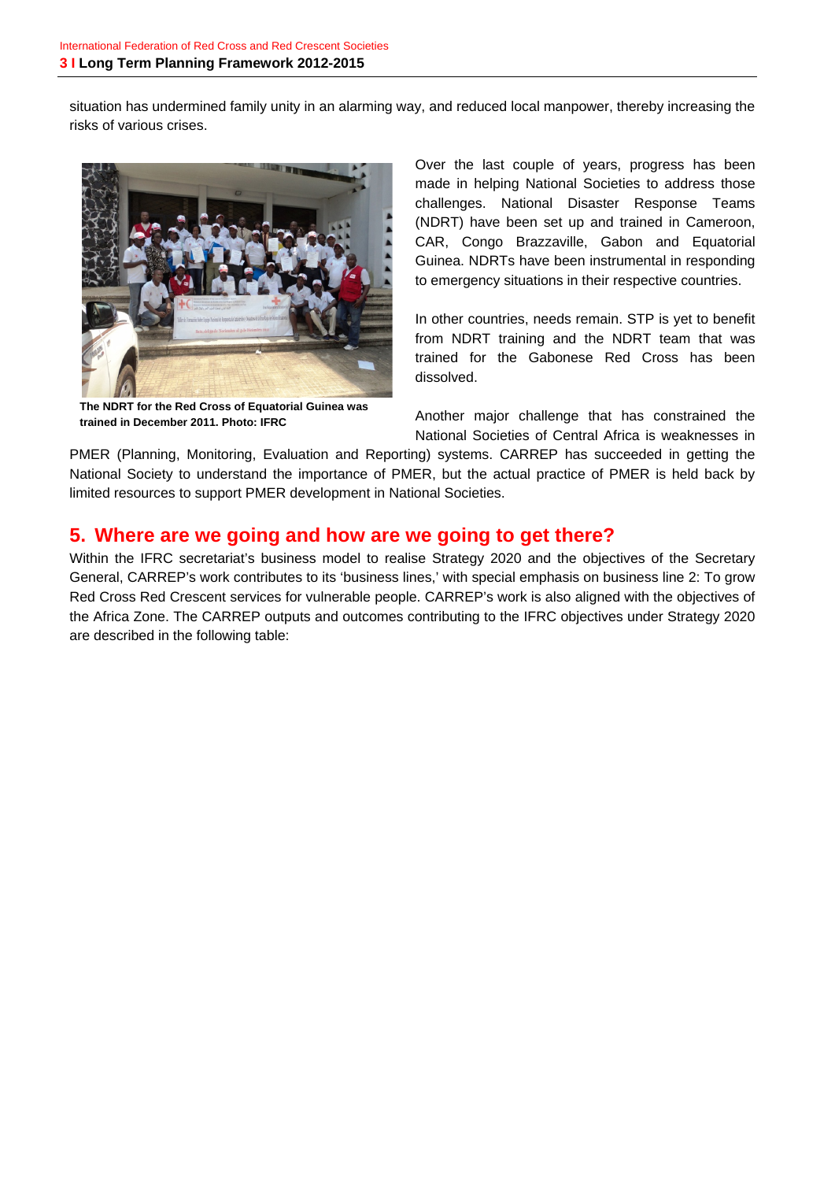situation has undermined family unity in an alarming way, and reduced local manpower, thereby increasing the risks of various crises.

**The NDRT for the Red Cross of Equatorial Guinea was trained in December 2011. Photo: IFRC**

Over the last couple of years, progress has been made in helping National Societies to address those challenges. National Disaster Response Teams (NDRT) have been set up and trained in Cameroon, CAR, Congo Brazzaville, Gabon and Equatorial Guinea. NDRTs have been instrumental in responding to emergency situations in their respective countries.

In other countries, needs remain. STP is yet to benefit from NDRT training and the NDRT team that was trained for the Gabonese Red Cross has been dissolved.

Another major challenge that has constrained the National Societies of Central Africa is weaknesses in PMER (Planning, Monitoring, Evaluation and Reporting) systems. CARREP has succeeded in getting the National Society to understand the importance of PMER, but the actual practice of PMER is held back by limited resources to support PMER development in National Societies.

## 5. Where are we going and how are we going to get there?

Within the IFRC secretariat's business model to realise Strategy 2020 and the objectives of the Secretary General, CARREP's work contributes to its 'business lines,' with special emphasis on business line 2: To grow Red Cross Red Crescent services for vulnerable people. CARREP's work is also aligned with the objectives of the Africa Zone. The CARREP outputs and outcomes contributing to the IFRC objectives under Strategy 2020 are described in the following table: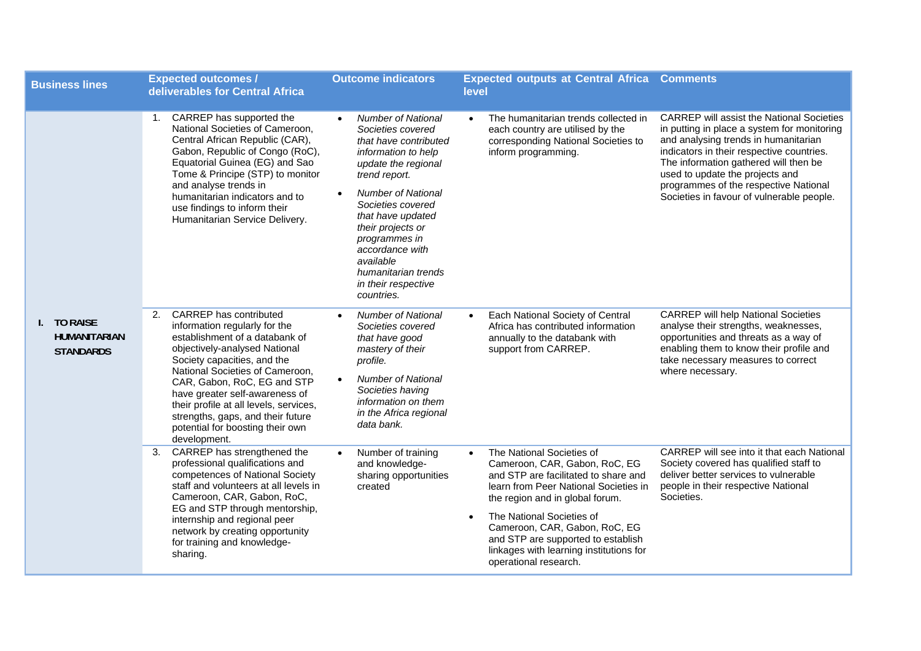| Business lines | Expected outcomes / deliverables for Central Africa | Outcome indicators | Expected outputs at Central Africa level | Comments |
|---|---|---|---|---|
| I. TO RAISE HUMANITARIAN STANDARDS | 1. CARREP has supported the National Societies of Cameroon, Central African Republic (CAR), Gabon, Republic of Congo (RoC), Equatorial Guinea (EG) and Sao Tome & Principe (STP) to monitor and analyse trends in humanitarian indicators and to use findings to inform their Humanitarian Service Delivery. | • *Number of National Societies covered that have contributed information to help update the regional trend report.* <br> • *Number of National Societies covered that have updated their projects or programmes in accordance with available humanitarian trends in their respective countries.* | • The humanitarian trends collected in each country are utilised by the corresponding National Societies to inform programming. | CARREP will assist the National Societies in putting in place a system for monitoring and analysing trends in humanitarian indicators in their respective countries. The information gathered will then be used to update the projects and programmes of the respective National Societies in favour of vulnerable people. |
| | 2. CARREP has contributed information regularly for the establishment of a databank of objectively-analysed National Society capacities, and the National Societies of Cameroon, CAR, Gabon, RoC, EG and STP have greater self-awareness of their profile at all levels, services, strengths, gaps, and their future potential for boosting their own development. | • *Number of National Societies covered that have good mastery of their profile.* <br> • *Number of National Societies having information on them in the Africa regional data bank.* | • Each National Society of Central Africa has contributed information annually to the databank with support from CARREP. | CARREP will help National Societies analyse their strengths, weaknesses, opportunities and threats as a way of enabling them to know their profile and take necessary measures to correct where necessary. |
| | 3. CARREP has strengthened the professional qualifications and competences of National Society staff and volunteers at all levels in Cameroon, CAR, Gabon, RoC, EG and STP through mentorship, internship and regional peer network by creating opportunity for training and knowledge-sharing. | • Number of training and knowledge-sharing opportunities created | • The National Societies of Cameroon, CAR, Gabon, RoC, EG and STP are facilitated to share and learn from Peer National Societies in the region and in global forum. <br> • The National Societies of Cameroon, CAR, Gabon, RoC, EG and STP are supported to establish linkages with learning institutions for operational research. | CARREP will see into it that each National Society covered has qualified staff to deliver better services to vulnerable people in their respective National Societies. |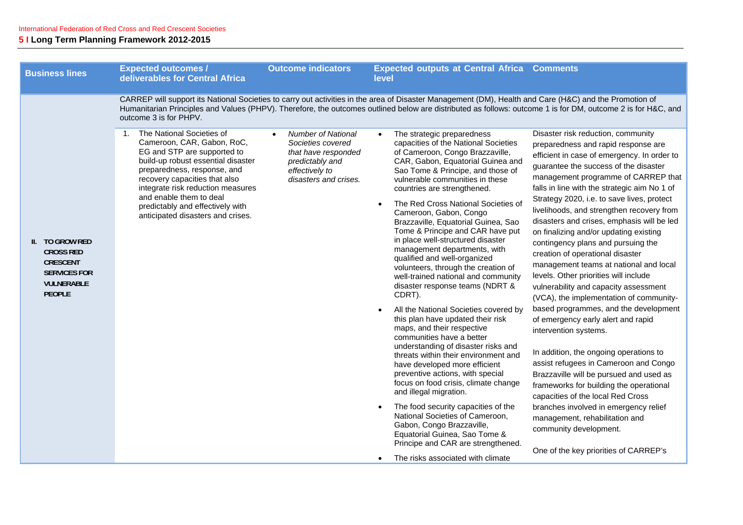| Business lines | Expected outcomes / deliverables for Central Africa | Outcome indicators | Expected outputs at Central Africa level | Comments |
|---|---|---|---|---|
| | CARREP will support its National Societies to carry out activities in the area of Disaster Management (DM), Health and Care (H&C) and the Promotion of Humanitarian Principles and Values (PHPV). Therefore, the outcomes outlined below are distributed as follows: outcome 1 is for DM, outcome 2 is for H&C, and outcome 3 is for PHPV. | | | |
| **II. TO GROW RED CROSS RED CRESCENT SERVICES FOR VULNERABLE PEOPLE** | 1. The National Societies of Cameroon, CAR, Gabon, RoC, EG and STP are supported to build-up robust essential disaster preparedness, response, and recovery capacities that also integrate risk reduction measures and enable them to deal predictably and effectively with anticipated disasters and crises. | • *Number of National Societies covered that have responded predictably and effectively to disasters and crises.* | • The strategic preparedness capacities of the National Societies of Cameroon, Congo Brazzaville, CAR, Gabon, Equatorial Guinea and Sao Tome & Principe, and those of vulnerable communities in these countries are strengthened.<br>• The Red Cross National Societies of Cameroon, Gabon, Congo Brazzaville, Equatorial Guinea, Sao Tome & Principe and CAR have put in place well-structured disaster management departments, with qualified and well-organized volunteers, through the creation of well-trained national and community disaster response teams (NDRT & CDRT).<br>• All the National Societies covered by this plan have updated their risk maps, and their respective communities have a better understanding of disaster risks and threats within their environment and have developed more efficient preventive actions, with special focus on food crisis, climate change and illegal migration.<br>• The food security capacities of the National Societies of Cameroon, Gabon, Congo Brazzaville, Equatorial Guinea, Sao Tome & Principe and CAR are strengthened.<br>• The risks associated with climate | Disaster risk reduction, community preparedness and rapid response are efficient in case of emergency. In order to guarantee the success of the disaster management programme of CARREP that falls in line with the strategic aim No 1 of Strategy 2020, i.e. to save lives, protect livelihoods, and strengthen recovery from disasters and crises, emphasis will be led on finalizing and/or updating existing contingency plans and pursuing the creation of operational disaster management teams at national and local levels. Other priorities will include vulnerability and capacity assessment (VCA), the implementation of community-based programmes, and the development of emergency early alert and rapid intervention systems.<br><br>In addition, the ongoing operations to assist refugees in Cameroon and Congo Brazzaville will be pursued and used as frameworks for building the operational capacities of the local Red Cross branches involved in emergency relief management, rehabilitation and community development.<br><br>One of the key priorities of CARREP's |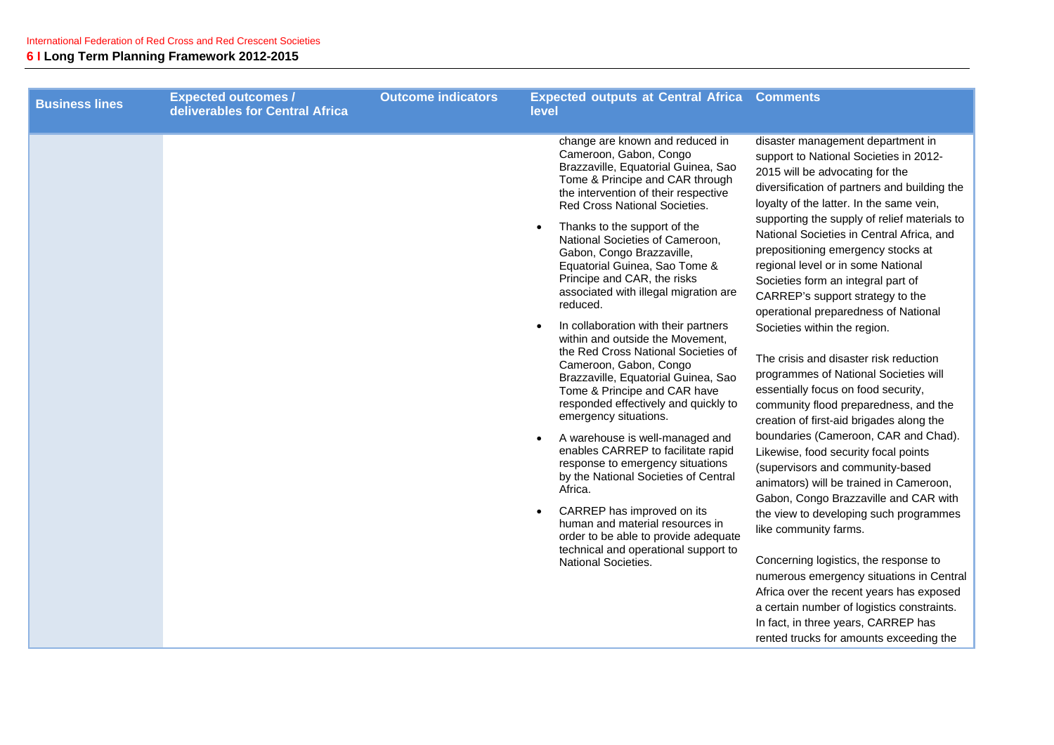| Business lines | Expected outcomes / deliverables for Central Africa | Outcome indicators | Expected outputs at Central Africa level | Comments |
|---|---|---|---|---|
| | | | change are known and reduced in Cameroon, Gabon, Congo Brazzaville, Equatorial Guinea, Sao Tome & Principe and CAR through the intervention of their respective Red Cross National Societies.<br>• Thanks to the support of the National Societies of Cameroon, Gabon, Congo Brazzaville, Equatorial Guinea, Sao Tome & Principe and CAR, the risks associated with illegal migration are reduced.<br>• In collaboration with their partners within and outside the Movement, the Red Cross National Societies of Cameroon, Gabon, Congo Brazzaville, Equatorial Guinea, Sao Tome & Principe and CAR have responded effectively and quickly to emergency situations.<br>• A warehouse is well-managed and enables CARREP to facilitate rapid response to emergency situations by the National Societies of Central Africa.<br>• CARREP has improved on its human and material resources in order to be able to provide adequate technical and operational support to National Societies. | disaster management department in support to National Societies in 2012-2015 will be advocating for the diversification of partners and building the loyalty of the latter. In the same vein, supporting the supply of relief materials to National Societies in Central Africa, and prepositioning emergency stocks at regional level or in some National Societies form an integral part of CARREP's support strategy to the operational preparedness of National Societies within the region.<br><br>The crisis and disaster risk reduction programmes of National Societies will essentially focus on food security, community flood preparedness, and the creation of first-aid brigades along the boundaries (Cameroon, CAR and Chad). Likewise, food security focal points (supervisors and community-based animators) will be trained in Cameroon, Gabon, Congo Brazzaville and CAR with the view to developing such programmes like community farms.<br><br>Concerning logistics, the response to numerous emergency situations in Central Africa over the recent years has exposed a certain number of logistics constraints. In fact, in three years, CARREP has rented trucks for amounts exceeding the |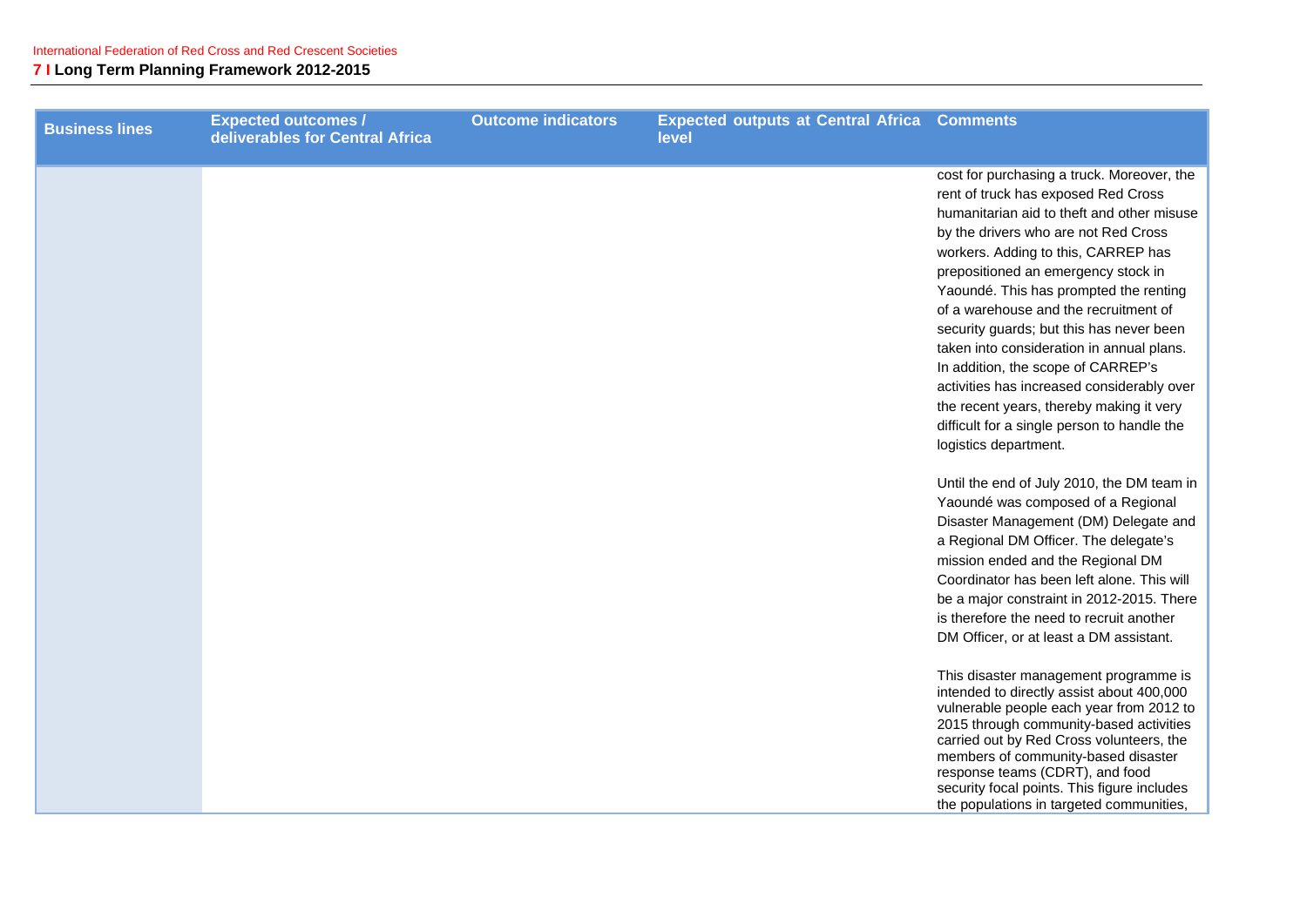| Business lines | Expected outcomes / deliverables for Central Africa | Outcome indicators | Expected outputs at Central Africa level | Comments |
|---|---|---|---|---|
| | | | | cost for purchasing a truck. Moreover, the rent of truck has exposed Red Cross humanitarian aid to theft and other misuse by the drivers who are not Red Cross workers. Adding to this, CARREP has prepositioned an emergency stock in Yaoundé. This has prompted the renting of a warehouse and the recruitment of security guards; but this has never been taken into consideration in annual plans. In addition, the scope of CARREP's activities has increased considerably over the recent years, thereby making it very difficult for a single person to handle the logistics department.<br><br>Until the end of July 2010, the DM team in Yaoundé was composed of a Regional Disaster Management (DM) Delegate and a Regional DM Officer. The delegate's mission ended and the Regional DM Coordinator has been left alone. This will be a major constraint in 2012-2015. There is therefore the need to recruit another DM Officer, or at least a DM assistant.<br><br>This disaster management programme is intended to directly assist about 400,000 vulnerable people each year from 2012 to 2015 through community-based activities carried out by Red Cross volunteers, the members of community-based disaster response teams (CDRT), and food security focal points. This figure includes the populations in targeted communities, |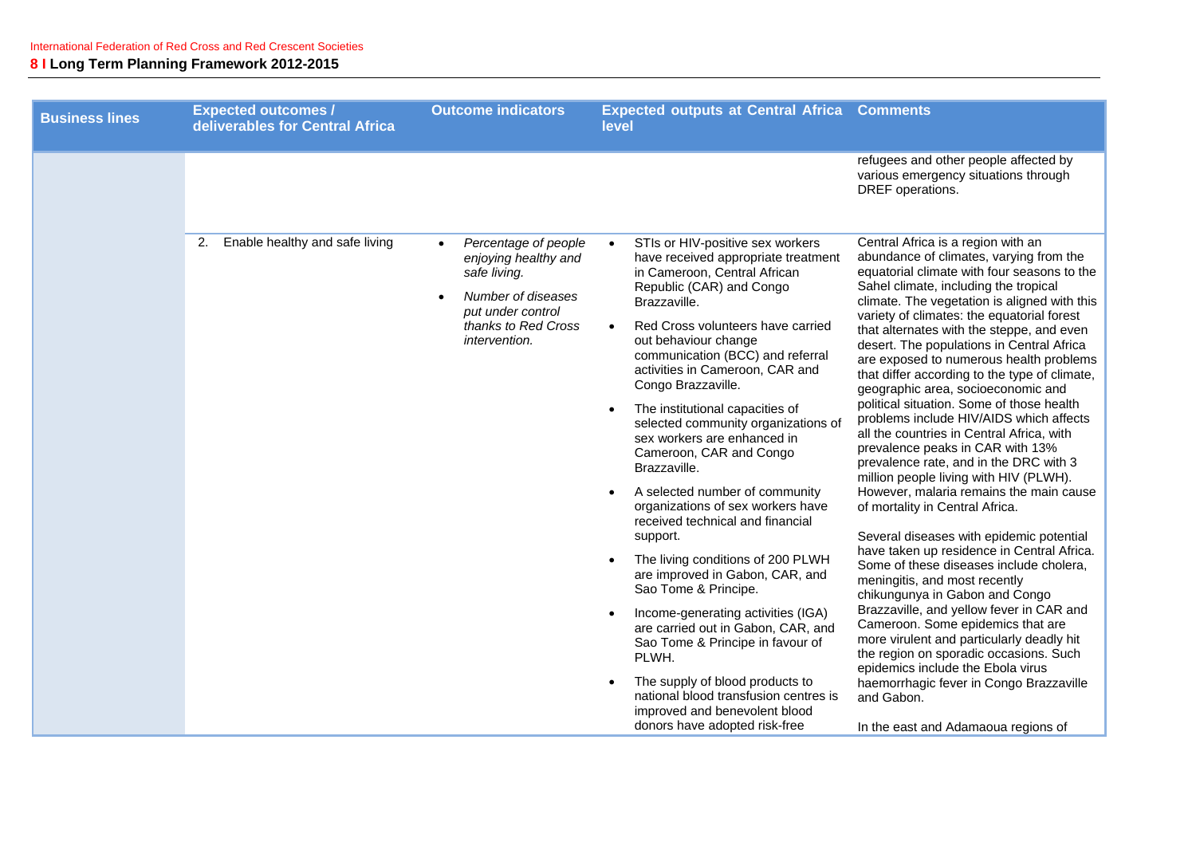| Business lines | Expected outcomes / deliverables for Central Africa | Outcome indicators | Expected outputs at Central Africa level | Comments |
|---|---|---|---|---|
| | | | | refugees and other people affected by various emergency situations through DREF operations. |
| | 2. Enable healthy and safe living | • *Percentage of people enjoying healthy and safe living.*<br>• *Number of diseases put under control thanks to Red Cross intervention.* | • STIs or HIV-positive sex workers have received appropriate treatment in Cameroon, Central African Republic (CAR) and Congo Brazzaville.<br>• Red Cross volunteers have carried out behaviour change communication (BCC) and referral activities in Cameroon, CAR and Congo Brazzaville.<br>• The institutional capacities of selected community organizations of sex workers are enhanced in Cameroon, CAR and Congo Brazzaville.<br>• A selected number of community organizations of sex workers have received technical and financial support.<br>• The living conditions of 200 PLWH are improved in Gabon, CAR, and Sao Tome & Principe.<br>• Income-generating activities (IGA) are carried out in Gabon, CAR, and Sao Tome & Principe in favour of PLWH.<br>• The supply of blood products to national blood transfusion centres is improved and benevolent blood donors have adopted risk-free | Central Africa is a region with an abundance of climates, varying from the equatorial climate with four seasons to the Sahel climate, including the tropical climate. The vegetation is aligned with this variety of climates: the equatorial forest that alternates with the steppe, and even desert. The populations in Central Africa are exposed to numerous health problems that differ according to the type of climate, geographic area, socioeconomic and political situation. Some of those health problems include HIV/AIDS which affects all the countries in Central Africa, with prevalence peaks in CAR with 13% prevalence rate, and in the DRC with 3 million people living with HIV (PLWH). However, malaria remains the main cause of mortality in Central Africa.<br><br>Several diseases with epidemic potential have taken up residence in Central Africa. Some of these diseases include cholera, meningitis, and most recently chikungunya in Gabon and Congo Brazzaville, and yellow fever in CAR and Cameroon. Some epidemics that are more virulent and particularly deadly hit the region on sporadic occasions. Such epidemics include the Ebola virus haemorrhagic fever in Congo Brazzaville and Gabon.<br><br>In the east and Adamaoua regions of |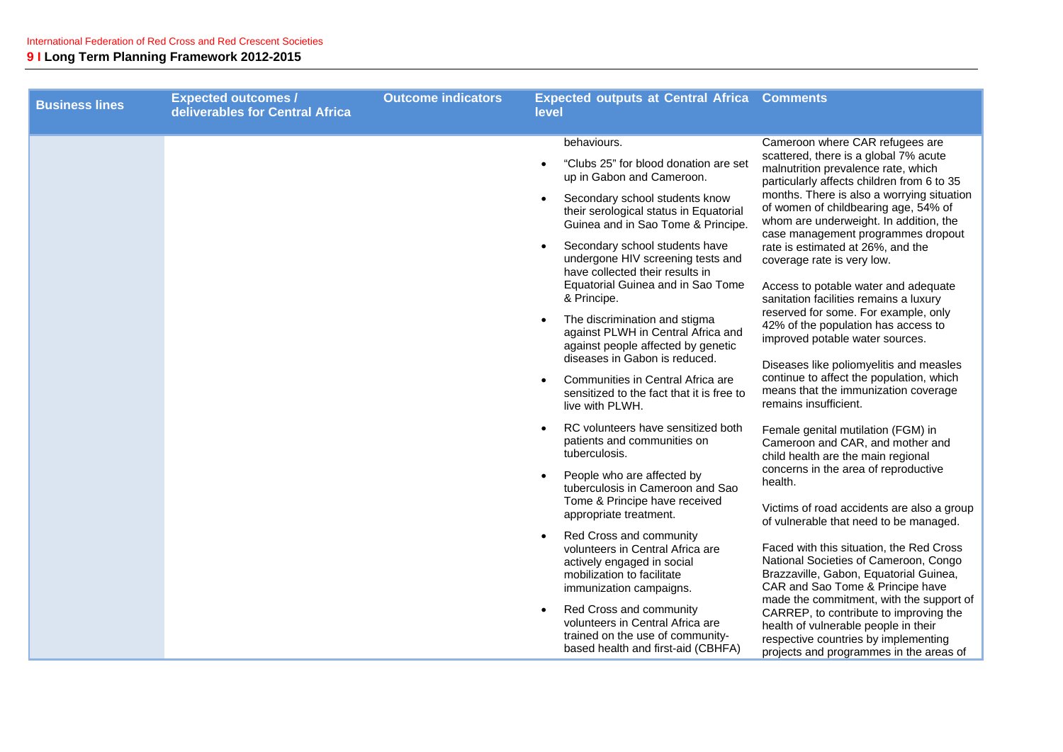| Business lines | Expected outcomes / deliverables for Central Africa | Outcome indicators | Expected outputs at Central Africa level | Comments |
|---|---|---|---|---|
| | | | behaviours.<br>• "Clubs 25" for blood donation are set up in Gabon and Cameroon.<br>• Secondary school students know their serological status in Equatorial Guinea and in Sao Tome & Principe.<br>• Secondary school students have undergone HIV screening tests and have collected their results in Equatorial Guinea and in Sao Tome & Principe.<br>• The discrimination and stigma against PLWH in Central Africa and against people affected by genetic diseases in Gabon is reduced.<br>• Communities in Central Africa are sensitized to the fact that it is free to live with PLWH.<br>• RC volunteers have sensitized both patients and communities on tuberculosis.<br>• People who are affected by tuberculosis in Cameroon and Sao Tome & Principe have received appropriate treatment.<br>• Red Cross and community volunteers in Central Africa are actively engaged in social mobilization to facilitate immunization campaigns.<br>• Red Cross and community volunteers in Central Africa are trained on the use of community-based health and first-aid (CBHFA) | Cameroon where CAR refugees are scattered, there is a global 7% acute malnutrition prevalence rate, which particularly affects children from 6 to 35 months. There is also a worrying situation of women of childbearing age, 54% of whom are underweight. In addition, the case management programmes dropout rate is estimated at 26%, and the coverage rate is very low.<br><br>Access to potable water and adequate sanitation facilities remains a luxury reserved for some. For example, only 42% of the population has access to improved potable water sources.<br><br>Diseases like poliomyelitis and measles continue to affect the population, which means that the immunization coverage remains insufficient.<br><br>Female genital mutilation (FGM) in Cameroon and CAR, and mother and child health are the main regional concerns in the area of reproductive health.<br><br>Victims of road accidents are also a group of vulnerable that need to be managed.<br><br>Faced with this situation, the Red Cross National Societies of Cameroon, Congo Brazzaville, Gabon, Equatorial Guinea, CAR and Sao Tome & Principe have made the commitment, with the support of CARREP, to contribute to improving the health of vulnerable people in their respective countries by implementing projects and programmes in the areas of |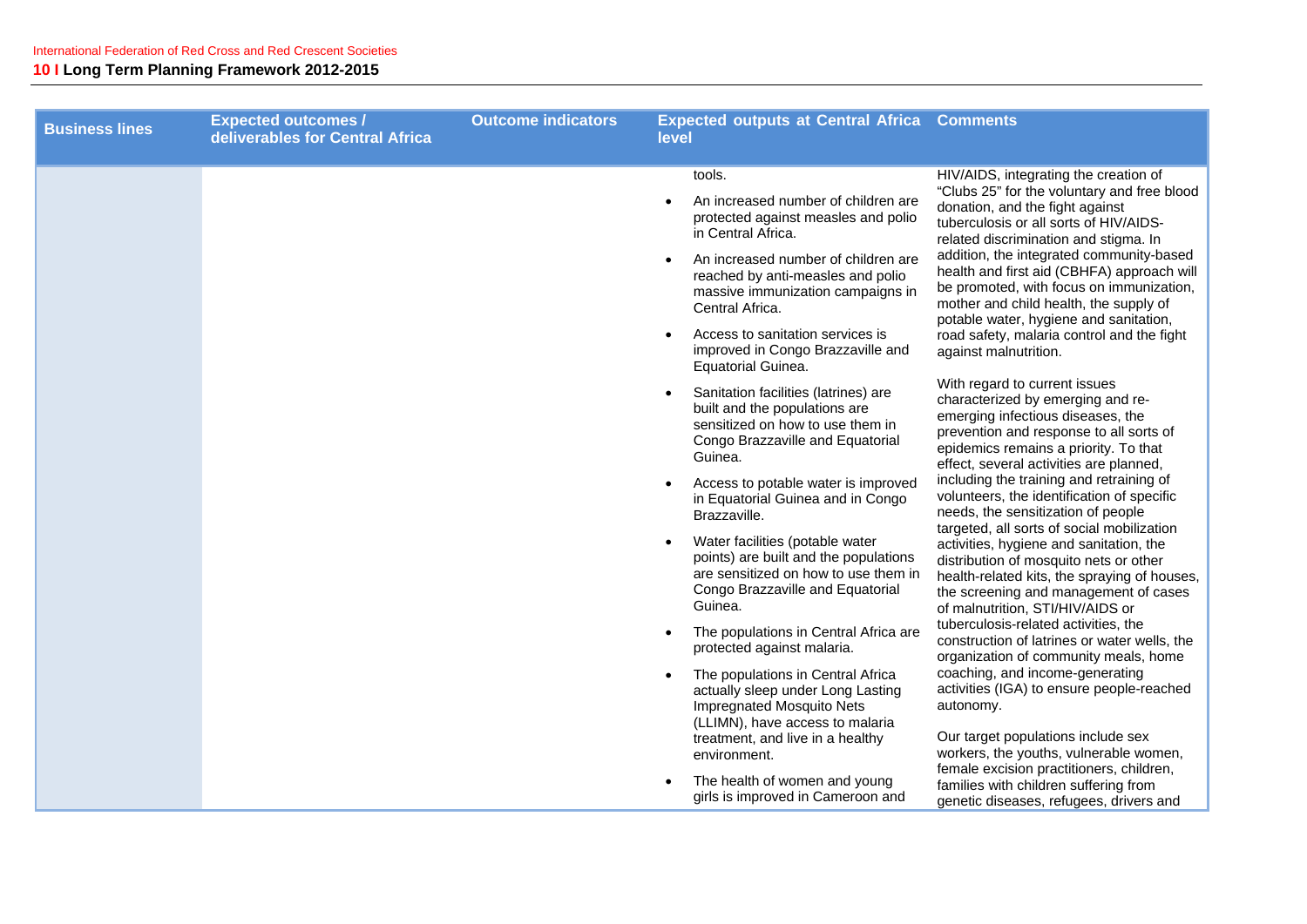| Business lines | Expected outcomes / deliverables for Central Africa | Outcome indicators | Expected outputs at Central Africa level | Comments |
|---|---|---|---|---|
| | | | tools.<br>• An increased number of children are protected against measles and polio in Central Africa.<br>• An increased number of children are reached by anti-measles and polio massive immunization campaigns in Central Africa.<br>• Access to sanitation services is improved in Congo Brazzaville and Equatorial Guinea.<br>• Sanitation facilities (latrines) are built and the populations are sensitized on how to use them in Congo Brazzaville and Equatorial Guinea.<br>• Access to potable water is improved in Equatorial Guinea and in Congo Brazzaville.<br>• Water facilities (potable water points) are built and the populations are sensitized on how to use them in Congo Brazzaville and Equatorial Guinea.<br>• The populations in Central Africa are protected against malaria.<br>• The populations in Central Africa actually sleep under Long Lasting Impregnated Mosquito Nets (LLIMN), have access to malaria treatment, and live in a healthy environment.<br>• The health of women and young girls is improved in Cameroon and | HIV/AIDS, integrating the creation of "Clubs 25" for the voluntary and free blood donation, and the fight against tuberculosis or all sorts of HIV/AIDS-related discrimination and stigma. In addition, the integrated community-based health and first aid (CBHFA) approach will be promoted, with focus on immunization, mother and child health, the supply of potable water, hygiene and sanitation, road safety, malaria control and the fight against malnutrition.<br><br>With regard to current issues characterized by emerging and re-emerging infectious diseases, the prevention and response to all sorts of epidemics remains a priority. To that effect, several activities are planned, including the training and retraining of volunteers, the identification of specific needs, the sensitization of people targeted, all sorts of social mobilization activities, hygiene and sanitation, the distribution of mosquito nets or other health-related kits, the spraying of houses, the screening and management of cases of malnutrition, STI/HIV/AIDS or tuberculosis-related activities, the construction of latrines or water wells, the organization of community meals, home coaching, and income-generating activities (IGA) to ensure people-reached autonomy.<br><br>Our target populations include sex workers, the youths, vulnerable women, female excision practitioners, children, families with children suffering from genetic diseases, refugees, drivers and |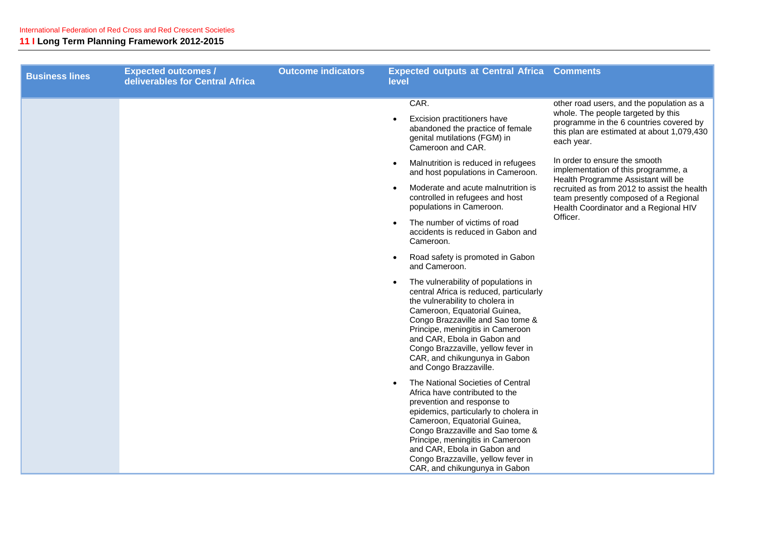| Business lines | Expected outcomes / deliverables for Central Africa | Outcome indicators | Expected outputs at Central Africa level | Comments |
|---|---|---|---|---|
| | | | CAR.<br>• Excision practitioners have abandoned the practice of female genital mutilations (FGM) in Cameroon and CAR.<br>• Malnutrition is reduced in refugees and host populations in Cameroon.<br>• Moderate and acute malnutrition is controlled in refugees and host populations in Cameroon.<br>• The number of victims of road accidents is reduced in Gabon and Cameroon.<br>• Road safety is promoted in Gabon and Cameroon.<br>• The vulnerability of populations in central Africa is reduced, particularly the vulnerability to cholera in Cameroon, Equatorial Guinea, Congo Brazzaville and Sao tome & Principe, meningitis in Cameroon and CAR, Ebola in Gabon and Congo Brazzaville, yellow fever in CAR, and chikungunya in Gabon and Congo Brazzaville.<br>• The National Societies of Central Africa have contributed to the prevention and response to epidemics, particularly to cholera in Cameroon, Equatorial Guinea, Congo Brazzaville and Sao tome & Principe, meningitis in Cameroon and CAR, Ebola in Gabon and Congo Brazzaville, yellow fever in CAR, and chikungunya in Gabon | other road users, and the population as a whole. The people targeted by this programme in the 6 countries covered by this plan are estimated at about 1,079,430 each year.<br><br>In order to ensure the smooth implementation of this programme, a Health Programme Assistant will be recruited as from 2012 to assist the health team presently composed of a Regional Health Coordinator and a Regional HIV Officer. |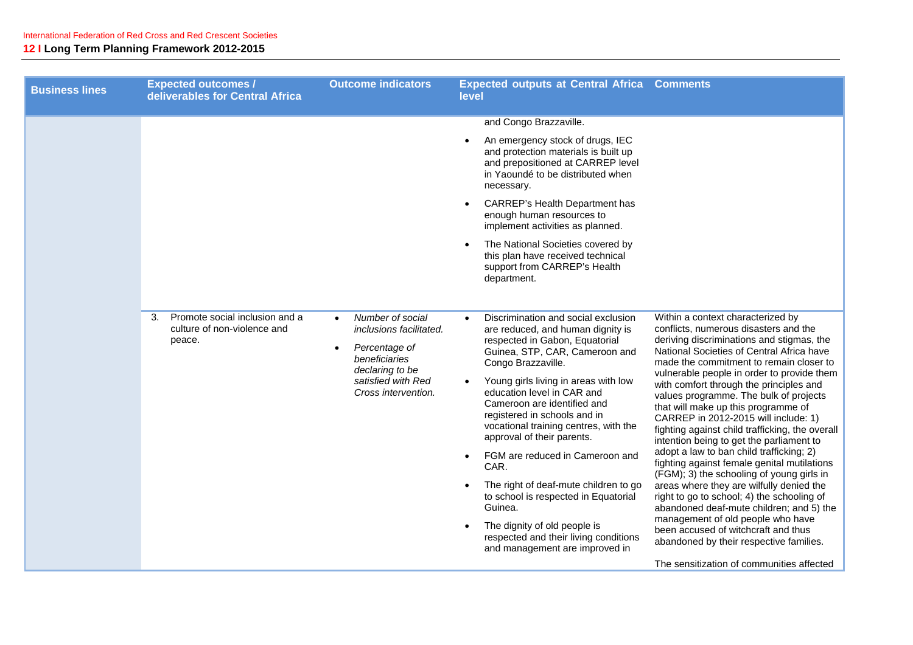| Business lines | Expected outcomes / deliverables for Central Africa | Outcome indicators | Expected outputs at Central Africa level | Comments |
| --- | --- | --- | --- | --- |
| | | | and Congo Brazzaville.<br>• An emergency stock of drugs, IEC and protection materials is built up and prepositioned at CARREP level in Yaoundé to be distributed when necessary.<br>• CARREP's Health Department has enough human resources to implement activities as planned.<br>• The National Societies covered by this plan have received technical support from CARREP's Health department. | |
| | 3. Promote social inclusion and a culture of non-violence and peace. | • *Number of social inclusions facilitated.*<br>• *Percentage of beneficiaries declaring to be satisfied with Red Cross intervention.* | • Discrimination and social exclusion are reduced, and human dignity is respected in Gabon, Equatorial Guinea, STP, CAR, Cameroon and Congo Brazzaville.<br>• Young girls living in areas with low education level in CAR and Cameroon are identified and registered in schools and in vocational training centres, with the approval of their parents.<br>• FGM are reduced in Cameroon and CAR.<br>• The right of deaf-mute children to go to school is respected in Equatorial Guinea.<br>• The dignity of old people is respected and their living conditions and management are improved in | Within a context characterized by conflicts, numerous disasters and the deriving discriminations and stigmas, the National Societies of Central Africa have made the commitment to remain closer to vulnerable people in order to provide them with comfort through the principles and values programme. The bulk of projects that will make up this programme of CARREP in 2012-2015 will include: 1) fighting against child trafficking, the overall intention being to get the parliament to adopt a law to ban child trafficking; 2) fighting against female genital mutilations (FGM); 3) the schooling of young girls in areas where they are wilfully denied the right to go to school; 4) the schooling of abandoned deaf-mute children; and 5) the management of old people who have been accused of witchcraft and thus abandoned by their respective families.<br><br>The sensitization of communities affected |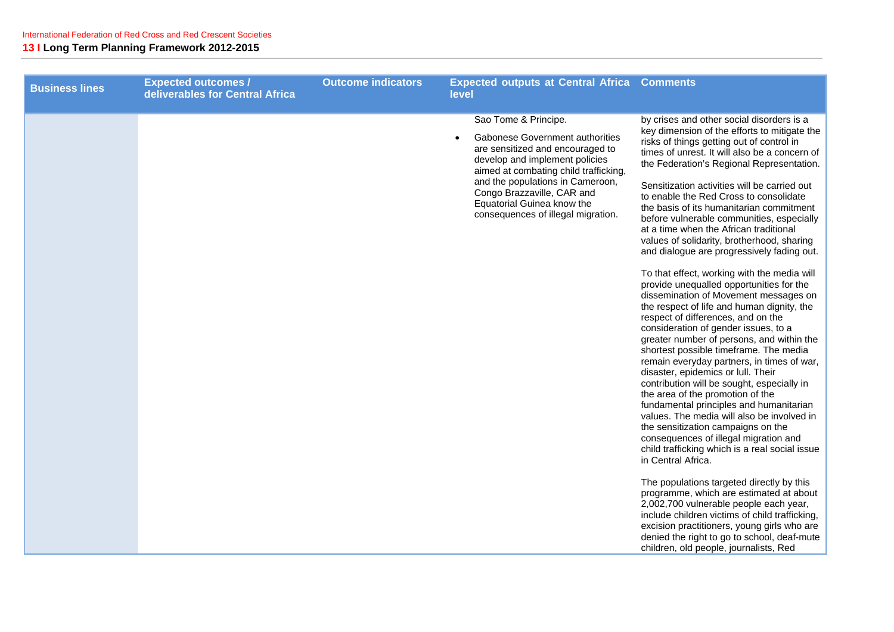| Business lines | Expected outcomes / deliverables for Central Africa | Outcome indicators | Expected outputs at Central Africa level | Comments |
|---|---|---|---|---|
| | | | Sao Tome & Principe.<br>• Gabonese Government authorities are sensitized and encouraged to develop and implement policies aimed at combating child trafficking, and the populations in Cameroon, Congo Brazzaville, CAR and Equatorial Guinea know the consequences of illegal migration. | by crises and other social disorders is a key dimension of the efforts to mitigate the risks of things getting out of control in times of unrest. It will also be a concern of the Federation's Regional Representation.<br><br>Sensitization activities will be carried out to enable the Red Cross to consolidate the basis of its humanitarian commitment before vulnerable communities, especially at a time when the African traditional values of solidarity, brotherhood, sharing and dialogue are progressively fading out.<br><br>To that effect, working with the media will provide unequalled opportunities for the dissemination of Movement messages on the respect of life and human dignity, the respect of differences, and on the consideration of gender issues, to a greater number of persons, and within the shortest possible timeframe. The media remain everyday partners, in times of war, disaster, epidemics or lull. Their contribution will be sought, especially in the area of the promotion of the fundamental principles and humanitarian values. The media will also be involved in the sensitization campaigns on the consequences of illegal migration and child trafficking which is a real social issue in Central Africa.<br><br>The populations targeted directly by this programme, which are estimated at about 2,002,700 vulnerable people each year, include children victims of child trafficking, excision practitioners, young girls who are denied the right to go to school, deaf-mute children, old people, journalists, Red |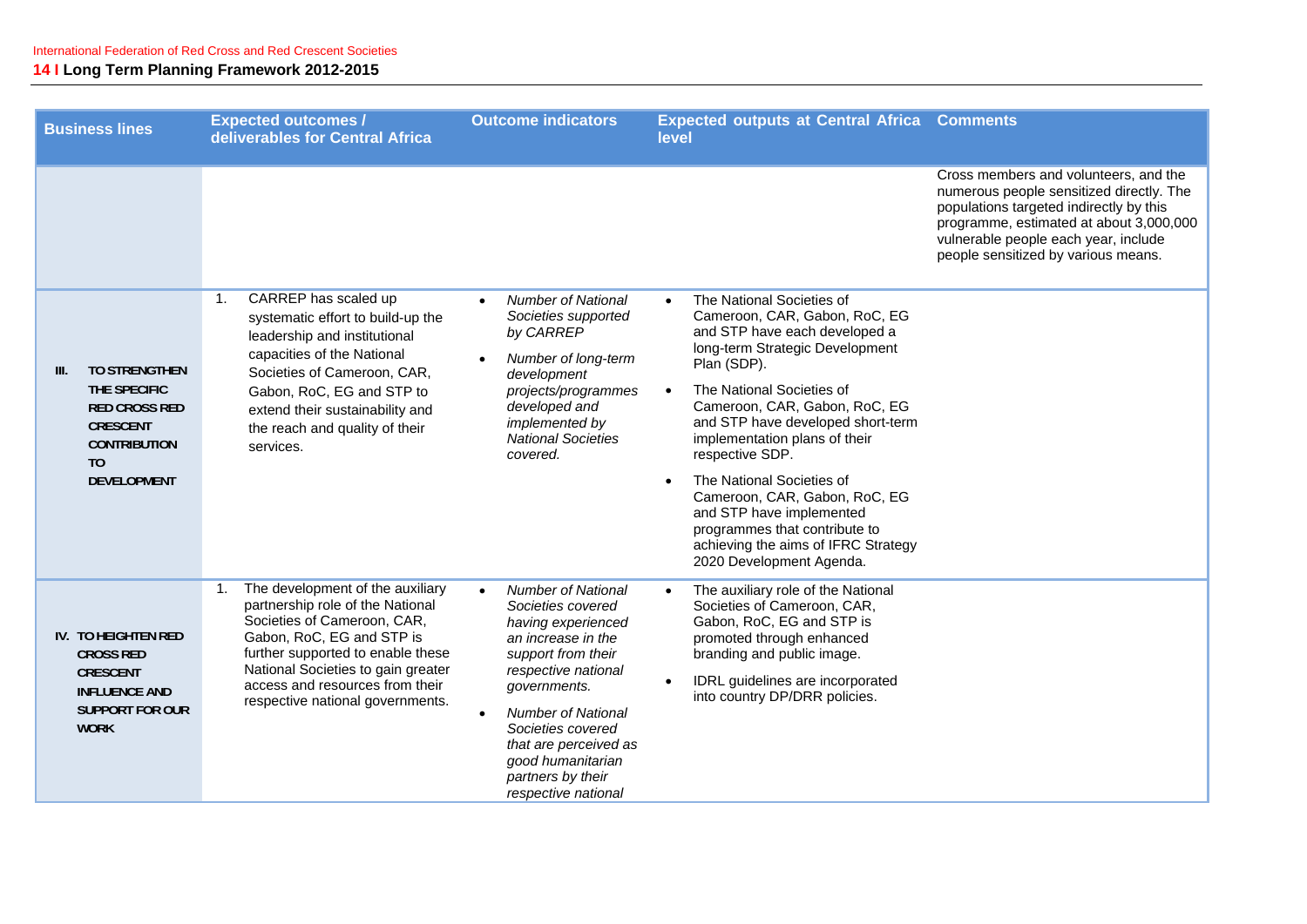| Business lines | Expected outcomes / deliverables for Central Africa | Outcome indicators | Expected outputs at Central Africa level | Comments |
|---|---|---|---|---|
| | | | | Cross members and volunteers, and the numerous people sensitized directly. The populations targeted indirectly by this programme, estimated at about 3,000,000 vulnerable people each year, include people sensitized by various means. |
| **III. TO STRENGTHEN THE SPECIFIC RED CROSS RED CRESCENT CONTRIBUTION TO DEVELOPMENT** | 1. CARREP has scaled up systematic effort to build-up the leadership and institutional capacities of the National Societies of Cameroon, CAR, Gabon, RoC, EG and STP to extend their sustainability and the reach and quality of their services. | • *Number of National Societies supported by CARREP*<br>• *Number of long-term development projects/programmes developed and implemented by National Societies covered.* | • The National Societies of Cameroon, CAR, Gabon, RoC, EG and STP have each developed a long-term Strategic Development Plan (SDP).<br>• The National Societies of Cameroon, CAR, Gabon, RoC, EG and STP have developed short-term implementation plans of their respective SDP.<br>• The National Societies of Cameroon, CAR, Gabon, RoC, EG and STP have implemented programmes that contribute to achieving the aims of IFRC Strategy 2020 Development Agenda. | |
| **IV. TO HEIGHTEN RED CROSS RED CRESCENT INFLUENCE AND SUPPORT FOR OUR WORK** | 1. The development of the auxiliary partnership role of the National Societies of Cameroon, CAR, Gabon, RoC, EG and STP is further supported to enable these National Societies to gain greater access and resources from their respective national governments. | • *Number of National Societies covered having experienced an increase in the support from their respective national governments.*<br>• *Number of National Societies covered that are perceived as good humanitarian partners by their respective national* | • The auxiliary role of the National Societies of Cameroon, CAR, Gabon, RoC, EG and STP is promoted through enhanced branding and public image.<br>• IDRL guidelines are incorporated into country DP/DRR policies. | |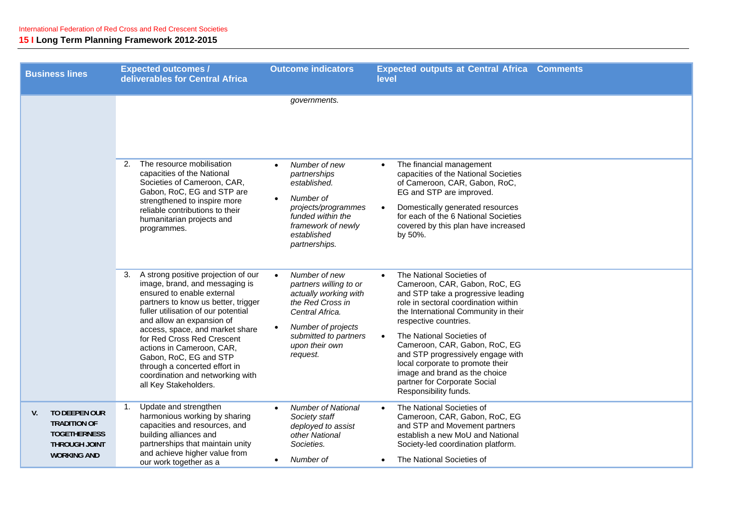| Business lines | Expected outcomes / deliverables for Central Africa | Outcome indicators | Expected outputs at Central Africa level | Comments |
|---|---|---|---|---|
| | | *governments.* | | |
| | 2. The resource mobilisation capacities of the National Societies of Cameroon, CAR, Gabon, RoC, EG and STP are strengthened to inspire more reliable contributions to their humanitarian projects and programmes. | • *Number of new partnerships established.* <br> • *Number of projects/programmes funded within the framework of newly established partnerships.* | • The financial management capacities of the National Societies of Cameroon, CAR, Gabon, RoC, EG and STP are improved. <br> • Domestically generated resources for each of the 6 National Societies covered by this plan have increased by 50%. | |
| | 3. A strong positive projection of our image, brand, and messaging is ensured to enable external partners to know us better, trigger fuller utilisation of our potential and allow an expansion of access, space, and market share for Red Cross Red Crescent actions in Cameroon, CAR, Gabon, RoC, EG and STP through a concerted effort in coordination and networking with all Key Stakeholders. | • *Number of new partners willing to or actually working with the Red Cross in Central Africa.* <br> • *Number of projects submitted to partners upon their own request.* | • The National Societies of Cameroon, CAR, Gabon, RoC, EG and STP take a progressive leading role in sectoral coordination within the International Community in their respective countries. <br> • The National Societies of Cameroon, CAR, Gabon, RoC, EG and STP progressively engage with local corporate to promote their image and brand as the choice partner for Corporate Social Responsibility funds. | |
| **V. TO DEEPEN OUR TRADITION OF TOGETHERNESS THROUGH JOINT WORKING AND** | 1. Update and strengthen harmonious working by sharing capacities and resources, and building alliances and partnerships that maintain unity and achieve higher value from our work together as a | • *Number of National Society staff deployed to assist other National Societies.* <br> • *Number of* | • The National Societies of Cameroon, CAR, Gabon, RoC, EG and STP and Movement partners establish a new MoU and National Society-led coordination platform. <br> • The National Societies of | |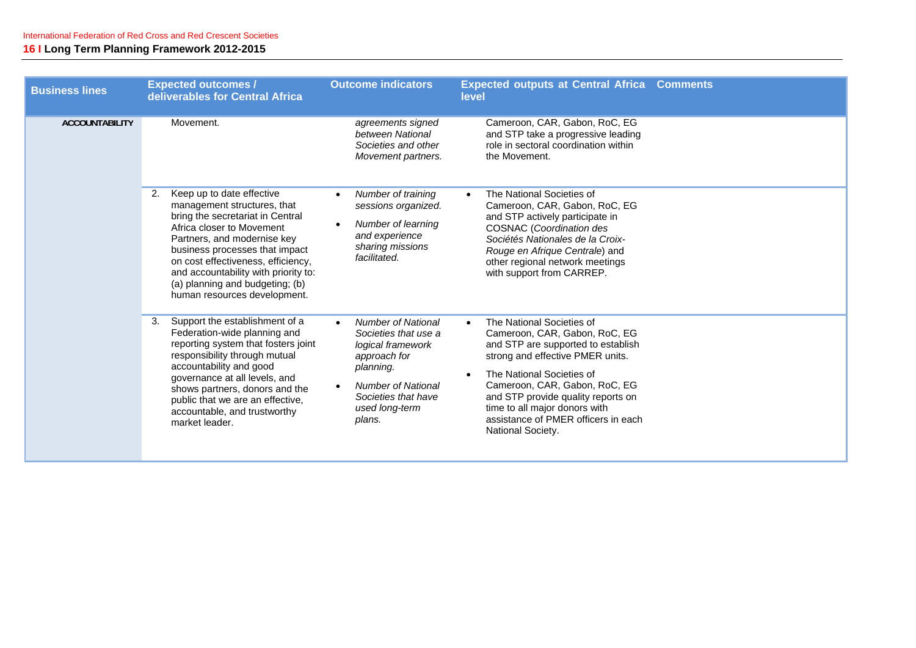| Business lines | Expected outcomes / deliverables for Central Africa | Outcome indicators | Expected outputs at Central Africa level | Comments |
|---|---|---|---|---|
| ACCOUNTABILITY | Movement. | *agreements signed between National Societies and other Movement partners.* | Cameroon, CAR, Gabon, RoC, EG and STP take a progressive leading role in sectoral coordination within the Movement. | |
| | 2. Keep up to date effective management structures, that bring the secretariat in Central Africa closer to Movement Partners, and modernise key business processes that impact on cost effectiveness, efficiency, and accountability with priority to: (a) planning and budgeting; (b) human resources development. | • *Number of training sessions organized.* <br> • *Number of learning and experience sharing missions facilitated.* | • The National Societies of Cameroon, CAR, Gabon, RoC, EG and STP actively participate in COSNAC (*Coordination des Sociétés Nationales de la Croix-Rouge en Afrique Centrale*) and other regional network meetings with support from CARREP. | |
| | 3. Support the establishment of a Federation-wide planning and reporting system that fosters joint responsibility through mutual accountability and good governance at all levels, and shows partners, donors and the public that we are an effective, accountable, and trustworthy market leader. | • *Number of National Societies that use a logical framework approach for planning.* <br> • *Number of National Societies that have used long-term plans.* | • The National Societies of Cameroon, CAR, Gabon, RoC, EG and STP are supported to establish strong and effective PMER units. <br> • The National Societies of Cameroon, CAR, Gabon, RoC, EG and STP provide quality reports on time to all major donors with assistance of PMER officers in each National Society. | |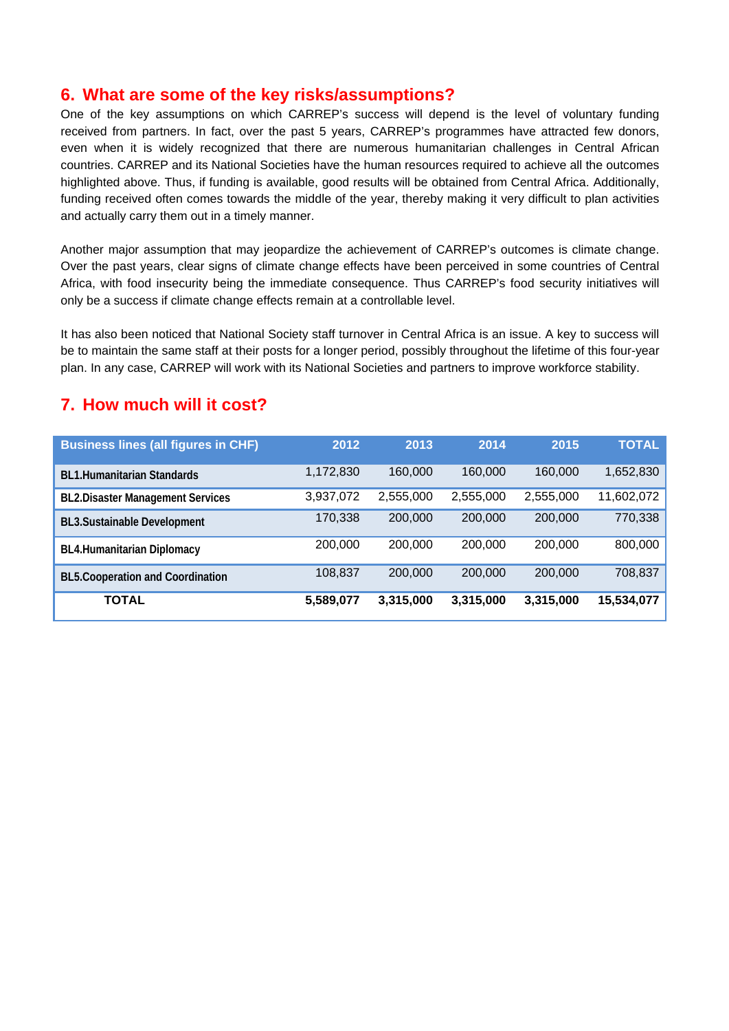## 6. What are some of the key risks/assumptions?

One of the key assumptions on which CARREP's success will depend is the level of voluntary funding received from partners. In fact, over the past 5 years, CARREP's programmes have attracted few donors, even when it is widely recognized that there are numerous humanitarian challenges in Central African countries. CARREP and its National Societies have the human resources required to achieve all the outcomes highlighted above. Thus, if funding is available, good results will be obtained from Central Africa. Additionally, funding received often comes towards the middle of the year, thereby making it very difficult to plan activities and actually carry them out in a timely manner.

Another major assumption that may jeopardize the achievement of CARREP's outcomes is climate change. Over the past years, clear signs of climate change effects have been perceived in some countries of Central Africa, with food insecurity being the immediate consequence. Thus CARREP's food security initiatives will only be a success if climate change effects remain at a controllable level.

It has also been noticed that National Society staff turnover in Central Africa is an issue. A key to success will be to maintain the same staff at their posts for a longer period, possibly throughout the lifetime of this four-year plan. In any case, CARREP will work with its National Societies and partners to improve workforce stability.

## 7. How much will it cost?

| Business lines (all figures in CHF) | 2012 | 2013 | 2014 | 2015 | TOTAL |
|---|---|---|---|---|---|
| **BL1.Humanitarian Standards** | 1,172,830 | 160,000 | 160,000 | 160,000 | 1,652,830 |
| **BL2.Disaster Management Services** | 3,937,072 | 2,555,000 | 2,555,000 | 2,555,000 | 11,602,072 |
| **BL3.Sustainable Development** | 170,338 | 200,000 | 200,000 | 200,000 | 770,338 |
| **BL4.Humanitarian Diplomacy** | 200,000 | 200,000 | 200,000 | 200,000 | 800,000 |
| **BL5.Cooperation and Coordination** | 108,837 | 200,000 | 200,000 | 200,000 | 708,837 |
| **TOTAL** | **5,589,077** | **3,315,000** | **3,315,000** | **3,315,000** | **15,534,077** |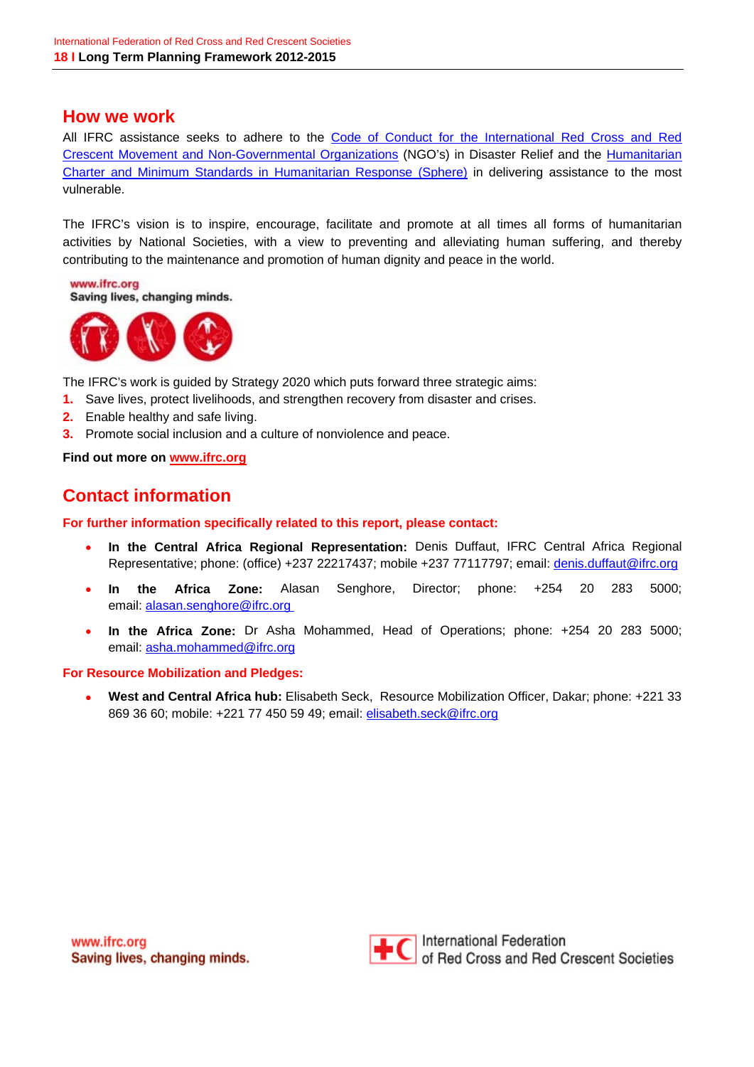## How we work

All IFRC assistance seeks to adhere to the Code of Conduct for the International Red Cross and Red Crescent Movement and Non-Governmental Organizations (NGO's) in Disaster Relief and the Humanitarian Charter and Minimum Standards in Humanitarian Response (Sphere) in delivering assistance to the most vulnerable.

The IFRC's vision is to inspire, encourage, facilitate and promote at all times all forms of humanitarian activities by National Societies, with a view to preventing and alleviating human suffering, and thereby contributing to the maintenance and promotion of human dignity and peace in the world.

www.ifrc.org
Saving lives, changing minds.

The IFRC's work is guided by Strategy 2020 which puts forward three strategic aims:

1. Save lives, protect livelihoods, and strengthen recovery from disaster and crises.
2. Enable healthy and safe living.
3. Promote social inclusion and a culture of nonviolence and peace.

**Find out more on www.ifrc.org**

## Contact information

**For further information specifically related to this report, please contact:**

- **In the Central Africa Regional Representation:** Denis Duffaut, IFRC Central Africa Regional Representative; phone: (office) +237 22217437; mobile +237 77117797; email: denis.duffaut@ifrc.org
- **In the Africa Zone:** Alasan Senghore, Director; phone: +254 20 283 5000; email: alasan.senghore@ifrc.org
- **In the Africa Zone:** Dr Asha Mohammed, Head of Operations; phone: +254 20 283 5000; email: asha.mohammed@ifrc.org

**For Resource Mobilization and Pledges:**

- **West and Central Africa hub:** Elisabeth Seck, Resource Mobilization Officer, Dakar; phone: +221 33 869 36 60; mobile: +221 77 450 59 49; email: elisabeth.seck@ifrc.org

www.ifrc.org
Saving lives, changing minds.

International Federation of Red Cross and Red Crescent Societies